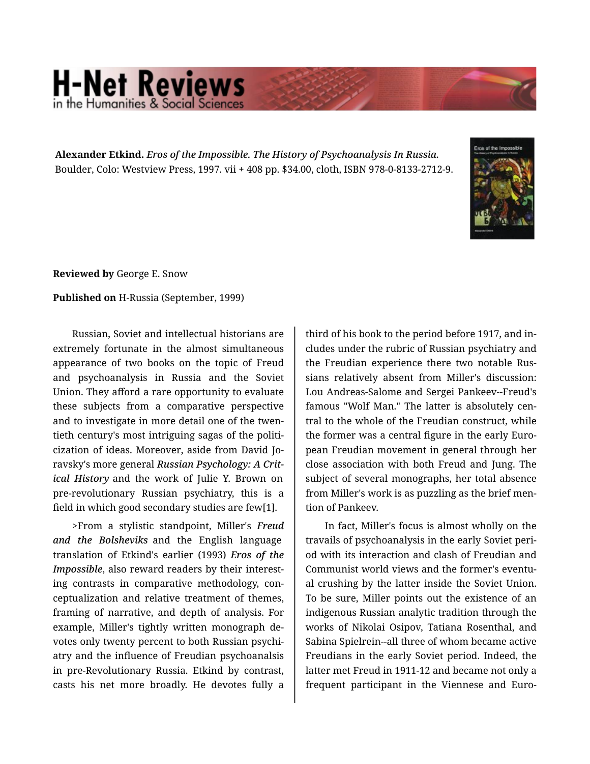**Alexander Etkind.** *Eros of the Impossible. The History of Psychoanalysis In Russia.* Boulder, Colo: Westview Press, 1997. vii + 408 pp. $34.00, cloth, ISBN 978-0-8133-2712-9.

**Reviewed by** George E. Snow

**Published on** H-Russia (September, 1999)

Russian, Soviet and intellectual historians are extremely fortunate in the almost simultaneous appearance of two books on the topic of Freud and psychoanalysis in Russia and the Soviet Union. They afford a rare opportunity to evaluate these subjects from a comparative perspective and to investigate in more detail one of the twentieth century's most intriguing sagas of the politicization of ideas. Moreover, aside from David Joravsky's more general ***Russian Psychology: A Critical History*** and the work of Julie Y. Brown on pre-revolutionary Russian psychiatry, this is a field in which good secondary studies are few[1].

>From a stylistic standpoint, Miller's ***Freud and the Bolsheviks*** and the English language translation of Etkind's earlier (1993) ***Eros of the Impossible***, also reward readers by their interesting contrasts in comparative methodology, conceptualization and relative treatment of themes, framing of narrative, and depth of analysis. For example, Miller's tightly written monograph devotes only twenty percent to both Russian psychiatry and the influence of Freudian psychoanalsis in pre-Revolutionary Russia. Etkind by contrast, casts his net more broadly. He devotes fully a third of his book to the period before 1917, and includes under the rubric of Russian psychiatry and the Freudian experience there two notable Russians relatively absent from Miller's discussion: Lou Andreas-Salome and Sergei Pankeev--Freud's famous "Wolf Man." The latter is absolutely central to the whole of the Freudian construct, while the former was a central figure in the early European Freudian movement in general through her close association with both Freud and Jung. The subject of several monographs, her total absence from Miller's work is as puzzling as the brief mention of Pankeev.

In fact, Miller's focus is almost wholly on the travails of psychoanalysis in the early Soviet period with its interaction and clash of Freudian and Communist world views and the former's eventual crushing by the latter inside the Soviet Union. To be sure, Miller points out the existence of an indigenous Russian analytic tradition through the works of Nikolai Osipov, Tatiana Rosenthal, and Sabina Spielrein--all three of whom became active Freudians in the early Soviet period. Indeed, the latter met Freud in 1911-12 and became not only a frequent participant in the Viennese and Euro-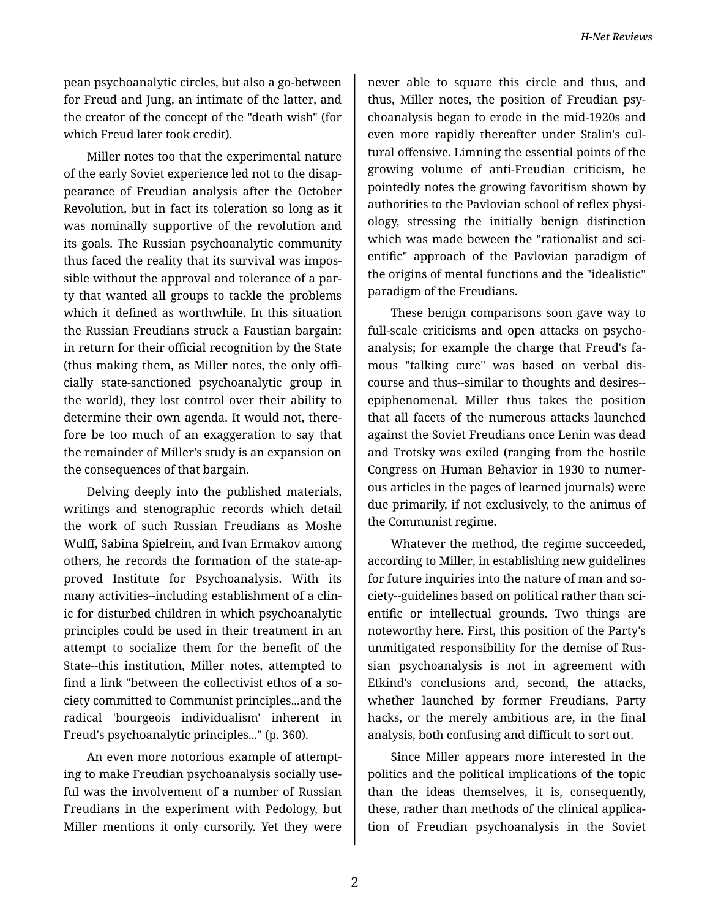pean psychoanalytic circles, but also a go-between for Freud and Jung, an intimate of the latter, and the creator of the concept of the "death wish" (for which Freud later took credit).

Miller notes too that the experimental nature of the early Soviet experience led not to the disappearance of Freudian analysis after the October Revolution, but in fact its toleration so long as it was nominally supportive of the revolution and its goals. The Russian psychoanalytic community thus faced the reality that its survival was impossible without the approval and tolerance of a party that wanted all groups to tackle the problems which it defined as worthwhile. In this situation the Russian Freudians struck a Faustian bargain: in return for their official recognition by the State (thus making them, as Miller notes, the only officially state-sanctioned psychoanalytic group in the world), they lost control over their ability to determine their own agenda. It would not, therefore be too much of an exaggeration to say that the remainder of Miller's study is an expansion on the consequences of that bargain.

Delving deeply into the published materials, writings and stenographic records which detail the work of such Russian Freudians as Moshe Wulff, Sabina Spielrein, and Ivan Ermakov among others, he records the formation of the state-approved Institute for Psychoanalysis. With its many activities--including establishment of a clinic for disturbed children in which psychoanalytic principles could be used in their treatment in an attempt to socialize them for the benefit of the State--this institution, Miller notes, attempted to find a link "between the collectivist ethos of a society committed to Communist principles...and the radical 'bourgeois individualism' inherent in Freud's psychoanalytic principles..." (p. 360).

An even more notorious example of attempting to make Freudian psychoanalysis socially useful was the involvement of a number of Russian Freudians in the experiment with Pedology, but Miller mentions it only cursorily. Yet they were never able to square this circle and thus, and thus, Miller notes, the position of Freudian psychoanalysis began to erode in the mid-1920s and even more rapidly thereafter under Stalin's cultural offensive. Limning the essential points of the growing volume of anti-Freudian criticism, he pointedly notes the growing favoritism shown by authorities to the Pavlovian school of reflex physiology, stressing the initially benign distinction which was made beween the "rationalist and scientific" approach of the Pavlovian paradigm of the origins of mental functions and the "idealistic" paradigm of the Freudians.

These benign comparisons soon gave way to full-scale criticisms and open attacks on psychoanalysis; for example the charge that Freud's famous "talking cure" was based on verbal discourse and thus--similar to thoughts and desires--epiphenomenal. Miller thus takes the position that all facets of the numerous attacks launched against the Soviet Freudians once Lenin was dead and Trotsky was exiled (ranging from the hostile Congress on Human Behavior in 1930 to numerous articles in the pages of learned journals) were due primarily, if not exclusively, to the animus of the Communist regime.

Whatever the method, the regime succeeded, according to Miller, in establishing new guidelines for future inquiries into the nature of man and society--guidelines based on political rather than scientific or intellectual grounds. Two things are noteworthy here. First, this position of the Party's unmitigated responsibility for the demise of Russian psychoanalysis is not in agreement with Etkind's conclusions and, second, the attacks, whether launched by former Freudians, Party hacks, or the merely ambitious are, in the final analysis, both confusing and difficult to sort out.

Since Miller appears more interested in the politics and the political implications of the topic than the ideas themselves, it is, consequently, these, rather than methods of the clinical application of Freudian psychoanalysis in the Soviet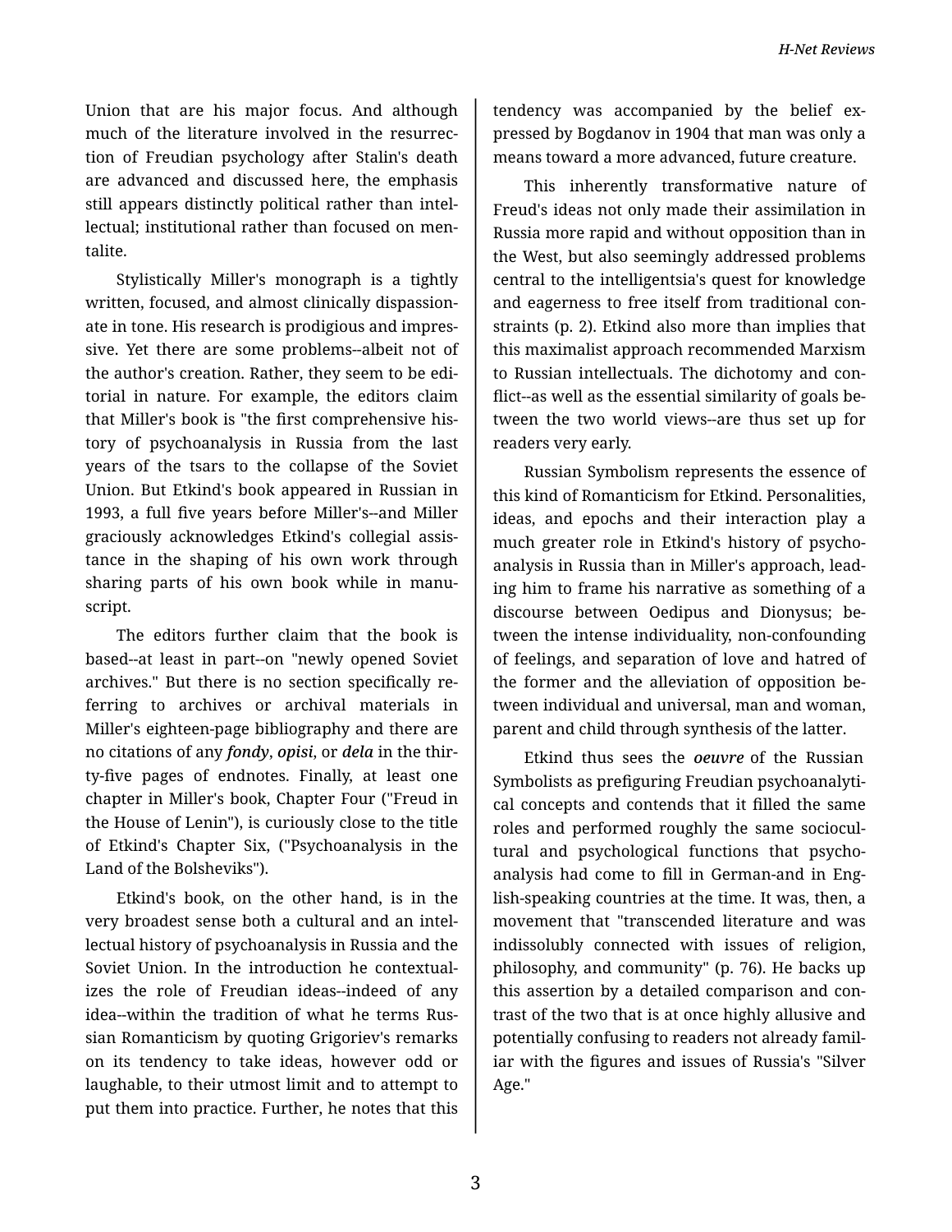Union that are his major focus. And although much of the literature involved in the resurrection of Freudian psychology after Stalin's death are advanced and discussed here, the emphasis still appears distinctly political rather than intellectual; institutional rather than focused on mentalite.

Stylistically Miller's monograph is a tightly written, focused, and almost clinically dispassionate in tone. His research is prodigious and impressive. Yet there are some problems--albeit not of the author's creation. Rather, they seem to be editorial in nature. For example, the editors claim that Miller's book is "the first comprehensive history of psychoanalysis in Russia from the last years of the tsars to the collapse of the Soviet Union. But Etkind's book appeared in Russian in 1993, a full five years before Miller's--and Miller graciously acknowledges Etkind's collegial assistance in the shaping of his own work through sharing parts of his own book while in manuscript.

The editors further claim that the book is based--at least in part--on "newly opened Soviet archives." But there is no section specifically referring to archives or archival materials in Miller's eighteen-page bibliography and there are no citations of any ***fondy***, ***opisi***, or ***dela*** in the thirty-five pages of endnotes. Finally, at least one chapter in Miller's book, Chapter Four ("Freud in the House of Lenin"), is curiously close to the title of Etkind's Chapter Six, ("Psychoanalysis in the Land of the Bolsheviks").

Etkind's book, on the other hand, is in the very broadest sense both a cultural and an intellectual history of psychoanalysis in Russia and the Soviet Union. In the introduction he contextualizes the role of Freudian ideas--indeed of any idea--within the tradition of what he terms Russian Romanticism by quoting Grigoriev's remarks on its tendency to take ideas, however odd or laughable, to their utmost limit and to attempt to put them into practice. Further, he notes that this tendency was accompanied by the belief expressed by Bogdanov in 1904 that man was only a means toward a more advanced, future creature.

This inherently transformative nature of Freud's ideas not only made their assimilation in Russia more rapid and without opposition than in the West, but also seemingly addressed problems central to the intelligentsia's quest for knowledge and eagerness to free itself from traditional constraints (p. 2). Etkind also more than implies that this maximalist approach recommended Marxism to Russian intellectuals. The dichotomy and conflict--as well as the essential similarity of goals between the two world views--are thus set up for readers very early.

Russian Symbolism represents the essence of this kind of Romanticism for Etkind. Personalities, ideas, and epochs and their interaction play a much greater role in Etkind's history of psychoanalysis in Russia than in Miller's approach, leading him to frame his narrative as something of a discourse between Oedipus and Dionysus; between the intense individuality, non-confounding of feelings, and separation of love and hatred of the former and the alleviation of opposition between individual and universal, man and woman, parent and child through synthesis of the latter.

Etkind thus sees the ***oeuvre*** of the Russian Symbolists as prefiguring Freudian psychoanalytical concepts and contends that it filled the same roles and performed roughly the same sociocultural and psychological functions that psychoanalysis had come to fill in German-and in English-speaking countries at the time. It was, then, a movement that "transcended literature and was indissolubly connected with issues of religion, philosophy, and community" (p. 76). He backs up this assertion by a detailed comparison and contrast of the two that is at once highly allusive and potentially confusing to readers not already familiar with the figures and issues of Russia's "Silver Age."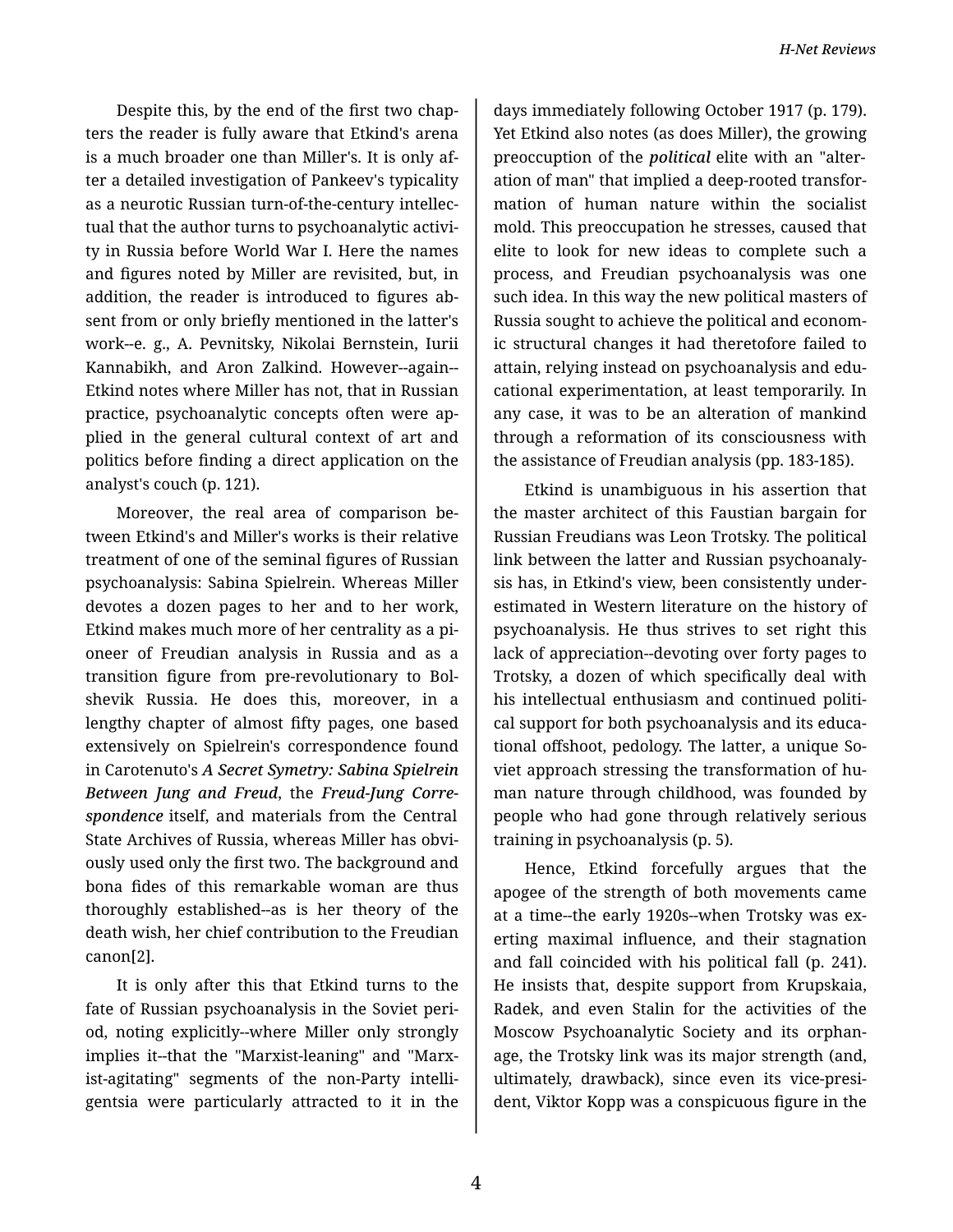Despite this, by the end of the first two chapters the reader is fully aware that Etkind's arena is a much broader one than Miller's. It is only after a detailed investigation of Pankeev's typicality as a neurotic Russian turn-of-the-century intellectual that the author turns to psychoanalytic activity in Russia before World War I. Here the names and figures noted by Miller are revisited, but, in addition, the reader is introduced to figures absent from or only briefly mentioned in the latter's work--e. g., A. Pevnitsky, Nikolai Bernstein, Iurii Kannabikh, and Aron Zalkind. However--again--Etkind notes where Miller has not, that in Russian practice, psychoanalytic concepts often were applied in the general cultural context of art and politics before finding a direct application on the analyst's couch (p. 121).

Moreover, the real area of comparison between Etkind's and Miller's works is their relative treatment of one of the seminal figures of Russian psychoanalysis: Sabina Spielrein. Whereas Miller devotes a dozen pages to her and to her work, Etkind makes much more of her centrality as a pioneer of Freudian analysis in Russia and as a transition figure from pre-revolutionary to Bolshevik Russia. He does this, moreover, in a lengthy chapter of almost fifty pages, one based extensively on Spielrein's correspondence found in Carotenuto's ***A Secret Symetry: Sabina Spielrein Between Jung and Freud***, the ***Freud-Jung Correspondence*** itself, and materials from the Central State Archives of Russia, whereas Miller has obviously used only the first two. The background and bona fides of this remarkable woman are thus thoroughly established--as is her theory of the death wish, her chief contribution to the Freudian canon[2].

It is only after this that Etkind turns to the fate of Russian psychoanalysis in the Soviet period, noting explicitly--where Miller only strongly implies it--that the "Marxist-leaning" and "Marxist-agitating" segments of the non-Party intelligentsia were particularly attracted to it in the days immediately following October 1917 (p. 179). Yet Etkind also notes (as does Miller), the growing preoccupation of the ***political*** elite with an "alteration of man" that implied a deep-rooted transformation of human nature within the socialist mold. This preoccupation he stresses, caused that elite to look for new ideas to complete such a process, and Freudian psychoanalysis was one such idea. In this way the new political masters of Russia sought to achieve the political and economic structural changes it had theretofore failed to attain, relying instead on psychoanalysis and educational experimentation, at least temporarily. In any case, it was to be an alteration of mankind through a reformation of its consciousness with the assistance of Freudian analysis (pp. 183-185).

Etkind is unambiguous in his assertion that the master architect of this Faustian bargain for Russian Freudians was Leon Trotsky. The political link between the latter and Russian psychoanalysis has, in Etkind's view, been consistently underestimated in Western literature on the history of psychoanalysis. He thus strives to set right this lack of appreciation--devoting over forty pages to Trotsky, a dozen of which specifically deal with his intellectual enthusiasm and continued political support for both psychoanalysis and its educational offshoot, pedology. The latter, a unique Soviet approach stressing the transformation of human nature through childhood, was founded by people who had gone through relatively serious training in psychoanalysis (p. 5).

Hence, Etkind forcefully argues that the apogee of the strength of both movements came at a time--the early 1920s--when Trotsky was exerting maximal influence, and their stagnation and fall coincided with his political fall (p. 241). He insists that, despite support from Krupskaia, Radek, and even Stalin for the activities of the Moscow Psychoanalytic Society and its orphanage, the Trotsky link was its major strength (and, ultimately, drawback), since even its vice-president, Viktor Kopp was a conspicuous figure in the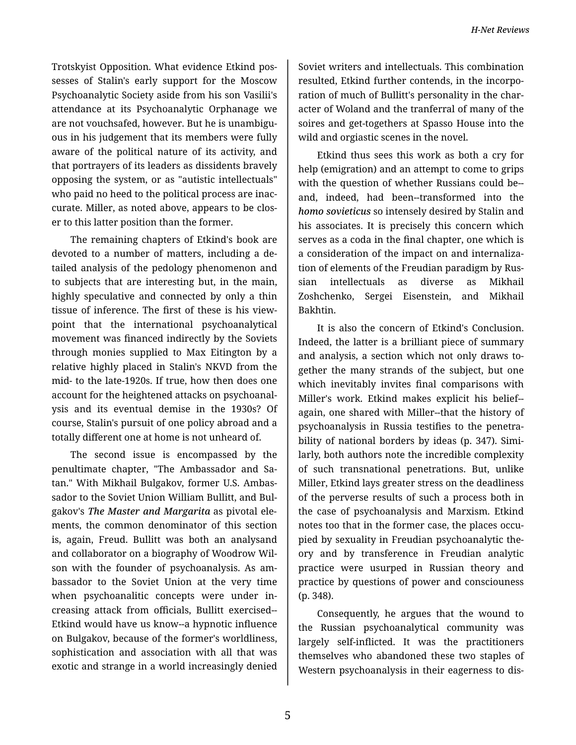Trotskyist Opposition. What evidence Etkind possesses of Stalin's early support for the Moscow Psychoanalytic Society aside from his son Vasilii's attendance at its Psychoanalytic Orphanage we are not vouchsafed, however. But he is unambiguous in his judgement that its members were fully aware of the political nature of its activity, and that portrayers of its leaders as dissidents bravely opposing the system, or as "autistic intellectuals" who paid no heed to the political process are inaccurate. Miller, as noted above, appears to be closer to this latter position than the former.

The remaining chapters of Etkind's book are devoted to a number of matters, including a detailed analysis of the pedology phenomenon and to subjects that are interesting but, in the main, highly speculative and connected by only a thin tissue of inference. The first of these is his viewpoint that the international psychoanalytical movement was financed indirectly by the Soviets through monies supplied to Max Eitington by a relative highly placed in Stalin's NKVD from the mid- to the late-1920s. If true, how then does one account for the heightened attacks on psychoanalysis and its eventual demise in the 1930s? Of course, Stalin's pursuit of one policy abroad and a totally different one at home is not unheard of.

The second issue is encompassed by the penultimate chapter, "The Ambassador and Satan." With Mikhail Bulgakov, former U.S. Ambassador to the Soviet Union William Bullitt, and Bulgakov's ***The Master and Margarita*** as pivotal elements, the common denominator of this section is, again, Freud. Bullitt was both an analysand and collaborator on a biography of Woodrow Wilson with the founder of psychoanalysis. As ambassador to the Soviet Union at the very time when psychoanalitic concepts were under increasing attack from officials, Bullitt exercised--Etkind would have us know--a hypnotic influence on Bulgakov, because of the former's worldliness, sophistication and association with all that was exotic and strange in a world increasingly denied Soviet writers and intellectuals. This combination resulted, Etkind further contends, in the incorporation of much of Bullitt's personality in the character of Woland and the tranferral of many of the soires and get-togethers at Spasso House into the wild and orgiastic scenes in the novel.

Etkind thus sees this work as both a cry for help (emigration) and an attempt to come to grips with the question of whether Russians could be--and, indeed, had been--transformed into the ***homo sovieticus*** so intensely desired by Stalin and his associates. It is precisely this concern which serves as a coda in the final chapter, one which is a consideration of the impact on and internalization of elements of the Freudian paradigm by Russian intellectuals as diverse as Mikhail Zoshchenko, Sergei Eisenstein, and Mikhail Bakhtin.

It is also the concern of Etkind's Conclusion. Indeed, the latter is a brilliant piece of summary and analysis, a section which not only draws together the many strands of the subject, but one which inevitably invites final comparisons with Miller's work. Etkind makes explicit his belief--again, one shared with Miller--that the history of psychoanalysis in Russia testifies to the penetrability of national borders by ideas (p. 347). Similarly, both authors note the incredible complexity of such transnational penetrations. But, unlike Miller, Etkind lays greater stress on the deadliness of the perverse results of such a process both in the case of psychoanalysis and Marxism. Etkind notes too that in the former case, the places occupied by sexuality in Freudian psychoanalytic theory and by transference in Freudian analytic practice were usurped in Russian theory and practice by questions of power and consciouness (p. 348).

Consequently, he argues that the wound to the Russian psychoanalytical community was largely self-inflicted. It was the practitioners themselves who abandoned these two staples of Western psychoanalysis in their eagerness to dis-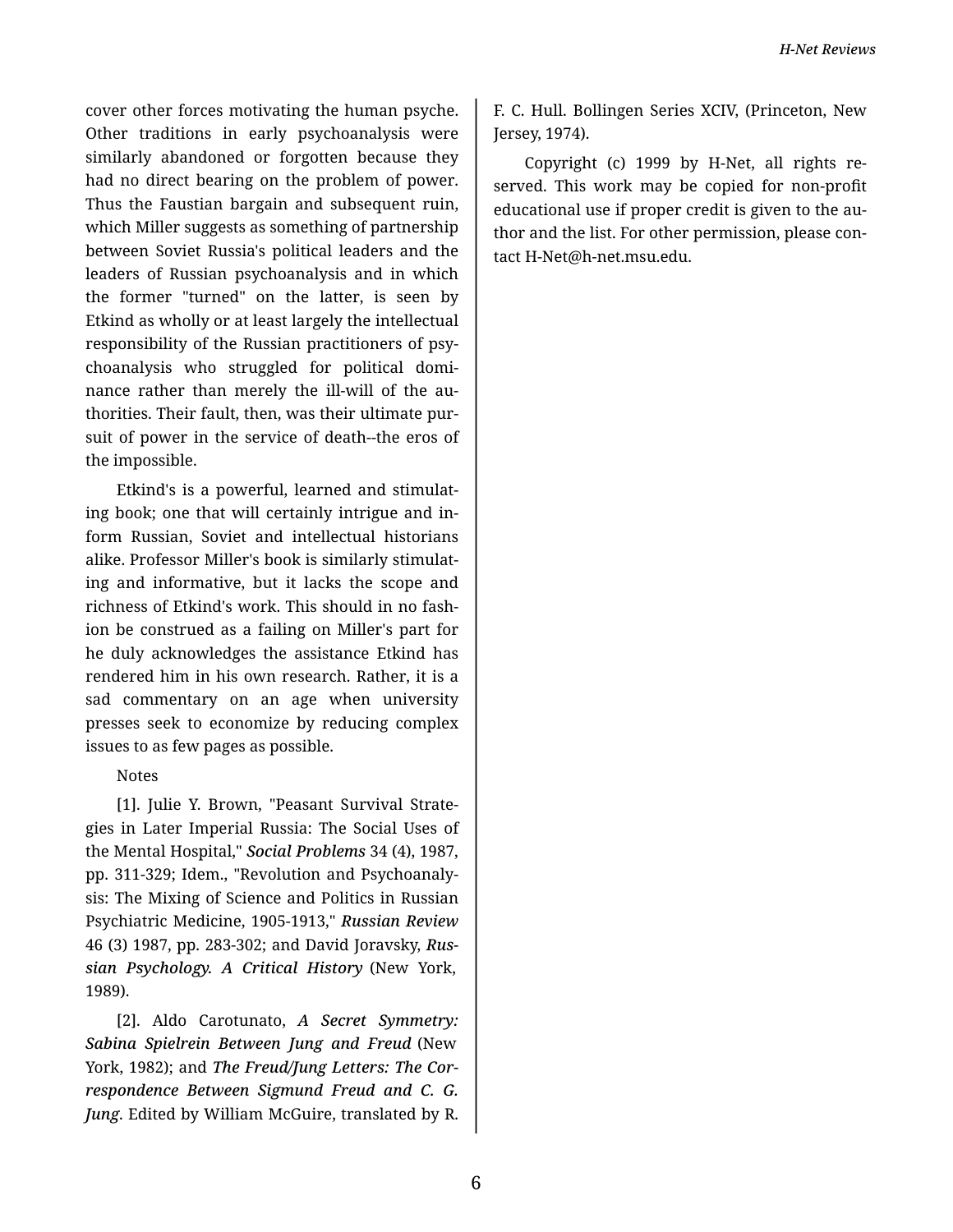cover other forces motivating the human psyche. Other traditions in early psychoanalysis were similarly abandoned or forgotten because they had no direct bearing on the problem of power. Thus the Faustian bargain and subsequent ruin, which Miller suggests as something of partnership between Soviet Russia's political leaders and the leaders of Russian psychoanalysis and in which the former "turned" on the latter, is seen by Etkind as wholly or at least largely the intellectual responsibility of the Russian practitioners of psychoanalysis who struggled for political dominance rather than merely the ill-will of the authorities. Their fault, then, was their ultimate pursuit of power in the service of death--the eros of the impossible.

Etkind's is a powerful, learned and stimulating book; one that will certainly intrigue and inform Russian, Soviet and intellectual historians alike. Professor Miller's book is similarly stimulating and informative, but it lacks the scope and richness of Etkind's work. This should in no fashion be construed as a failing on Miller's part for he duly acknowledges the assistance Etkind has rendered him in his own research. Rather, it is a sad commentary on an age when university presses seek to economize by reducing complex issues to as few pages as possible.

Notes

[1]. Julie Y. Brown, "Peasant Survival Strategies in Later Imperial Russia: The Social Uses of the Mental Hospital," ***Social Problems*** 34 (4), 1987, pp. 311-329; Idem., "Revolution and Psychoanalysis: The Mixing of Science and Politics in Russian Psychiatric Medicine, 1905-1913," ***Russian Review*** 46 (3) 1987, pp. 283-302; and David Joravsky, ***Russian Psychology. A Critical History*** (New York, 1989).

[2]. Aldo Carotunato, ***A Secret Symmetry: Sabina Spielrein Between Jung and Freud*** (New York, 1982); and ***The Freud/Jung Letters: The Correspondence Between Sigmund Freud and C. G. Jung***. Edited by William McGuire, translated by R. F. C. Hull. Bollingen Series XCIV, (Princeton, New Jersey, 1974).

Copyright (c) 1999 by H-Net, all rights reserved. This work may be copied for non-profit educational use if proper credit is given to the author and the list. For other permission, please contact H-Net@h-net.msu.edu.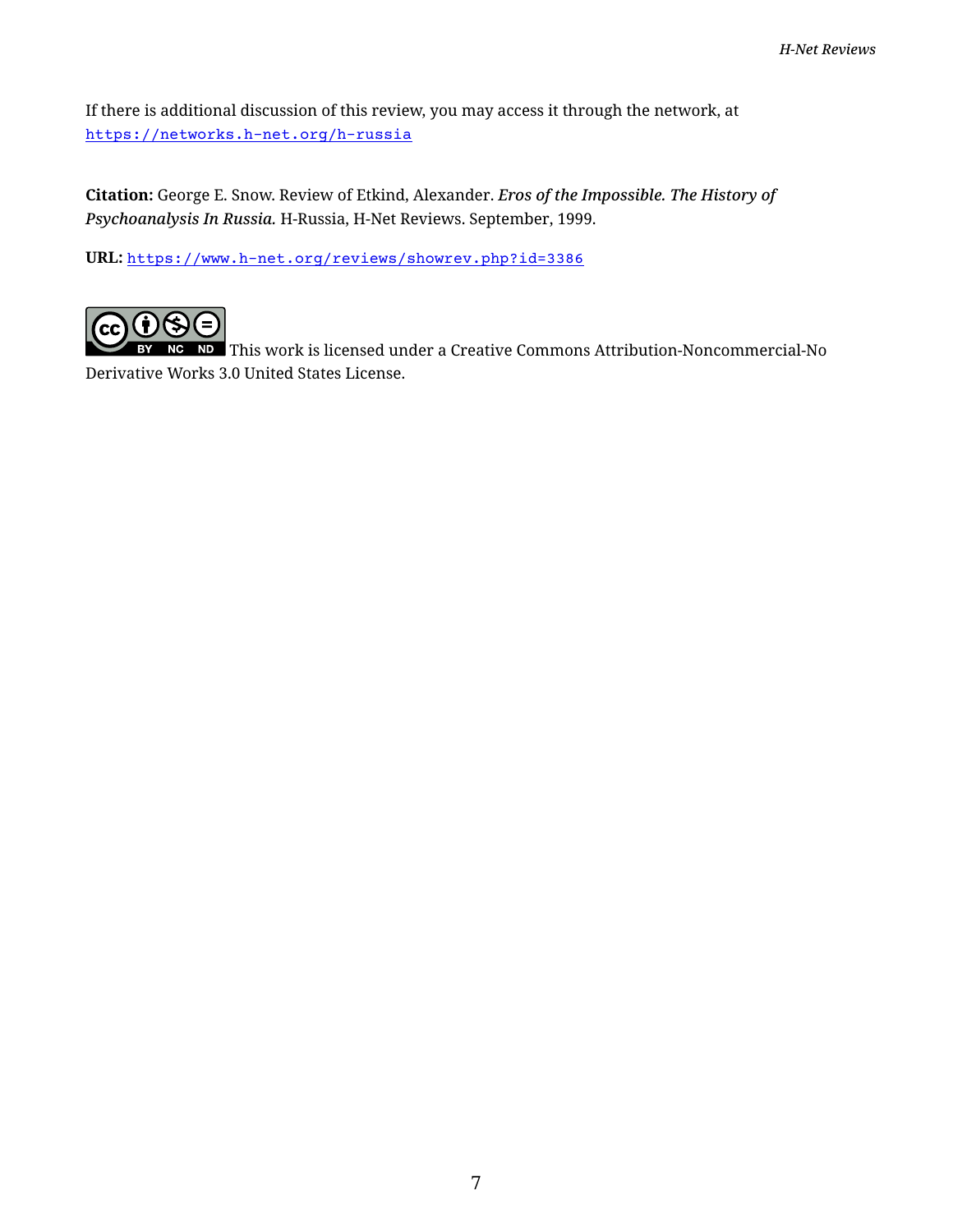If there is additional discussion of this review, you may access it through the network, at https://networks.h-net.org/h-russia

**Citation:** George E. Snow. Review of Etkind, Alexander. ***Eros of the Impossible. The History of Psychoanalysis In Russia.*** H-Russia, H-Net Reviews. September, 1999.

**URL:** https://www.h-net.org/reviews/showrev.php?id=3386

This work is licensed under a Creative Commons Attribution-Noncommercial-No Derivative Works 3.0 United States License.